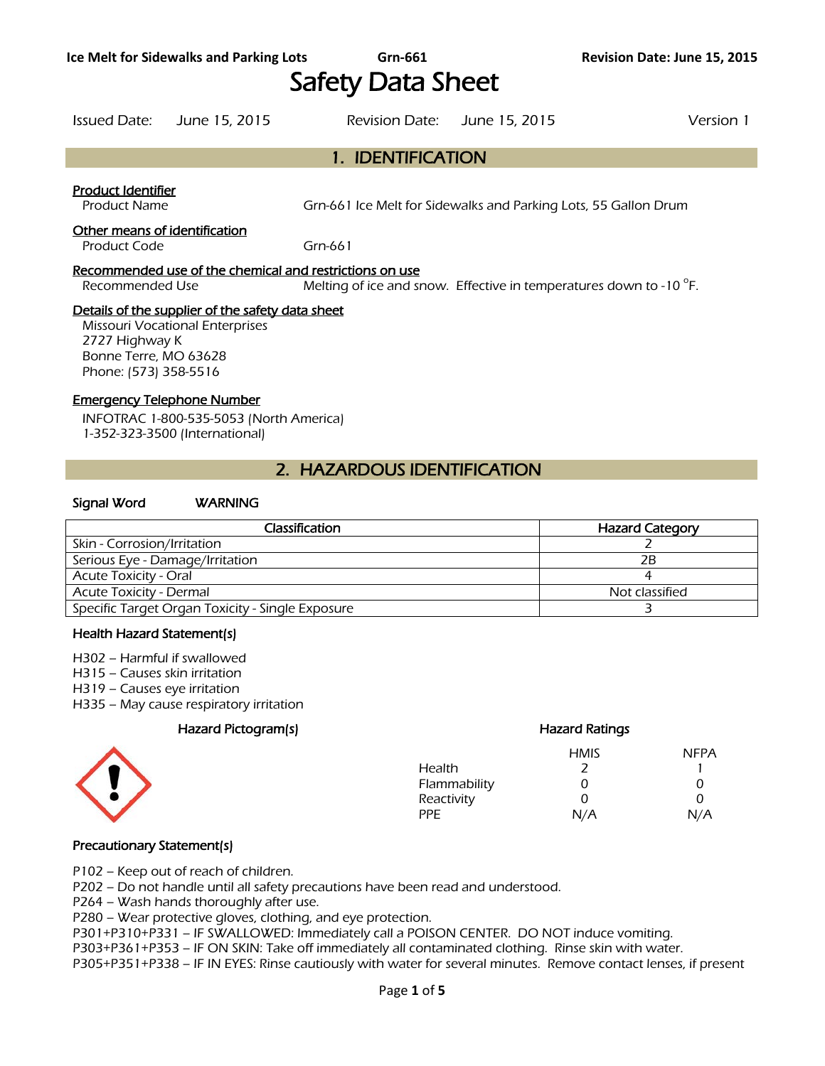# Safety Data Sheet

Issued Date: June 15, 2015 | Revision Date: June 15, 2015 | Version 1

## 1. IDENTIFICATION

**Product Identifier**

Product Name: Grn-661 Ice Melt for Sidewalks and Parking Lots, 55 Gallon Drum

**Other means of identification**

Product Code: Grn-661

**Recommended use of the chemical and restrictions on use**

Recommended Use: Melting of ice and snow. Effective in temperatures down to -10 °F.

**Details of the supplier of the safety data sheet**

Missouri Vocational Enterprises
2727 Highway K
Bonne Terre, MO 63628
Phone: (573) 358-5516

**Emergency Telephone Number**

INFOTRAC 1-800-535-5053 (North America)
1-352-323-3500 (International)

## 2. HAZARDOUS IDENTIFICATION

**Signal Word** WARNING

| Classification | Hazard Category |
|---|---|
| Skin - Corrosion/Irritation | 2 |
| Serious Eye - Damage/Irritation | 2B |
| Acute Toxicity - Oral | 4 |
| Acute Toxicity - Dermal | Not classified |
| Specific Target Organ Toxicity - Single Exposure | 3 |

### Health Hazard Statement(s)

H302 – Harmful if swallowed
H315 – Causes skin irritation
H319 – Causes eye irritation
H335 – May cause respiratory irritation

### Hazard Pictogram(s)

### Hazard Ratings

| | HMIS | NFPA |
|---|---|---|
| Health | 2 | 1 |
| Flammability | 0 | 0 |
| Reactivity | 0 | 0 |
| PPE | N/A | N/A |

### Precautionary Statement(s)

P102 – Keep out of reach of children.
P202 – Do not handle until all safety precautions have been read and understood.
P264 – Wash hands thoroughly after use.
P280 – Wear protective gloves, clothing, and eye protection.
P301+P310+P331 – IF SWALLOWED: Immediately call a POISON CENTER. DO NOT induce vomiting.
P303+P361+P353 – IF ON SKIN: Take off immediately all contaminated clothing. Rinse skin with water.
P305+P351+P338 – IF IN EYES: Rinse cautiously with water for several minutes. Remove contact lenses, if present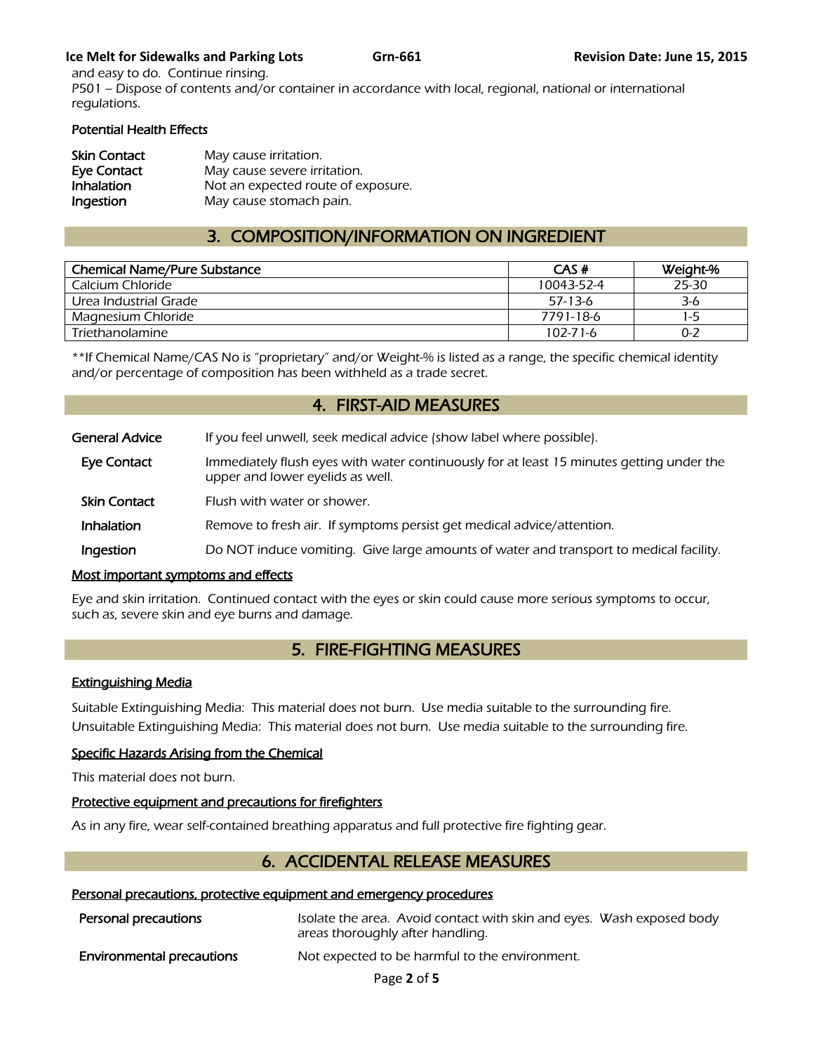and easy to do. Continue rinsing.
P501 – Dispose of contents and/or container in accordance with local, regional, national or international regulations.

**Potential Health Effects**

| | |
|---|---|
| **Skin Contact** | May cause irritation. |
| **Eye Contact** | May cause severe irritation. |
| **Inhalation** | Not an expected route of exposure. |
| **Ingestion** | May cause stomach pain. |

## 3. COMPOSITION/INFORMATION ON INGREDIENT

| Chemical Name/Pure Substance | CAS # | Weight-% |
|---|---|---|
| Calcium Chloride | 10043-52-4 | 25-30 |
| Urea Industrial Grade | 57-13-6 | 3-6 |
| Magnesium Chloride | 7791-18-6 | 1-5 |
| Triethanolamine | 102-71-6 | 0-2 |

**If Chemical Name/CAS No is “proprietary” and/or Weight-% is listed as a range, the specific chemical identity and/or percentage of composition has been withheld as a trade secret.

## 4. FIRST-AID MEASURES

| | |
|---|---|
| **General Advice** | If you feel unwell, seek medical advice (show label where possible). |
| **Eye Contact** | Immediately flush eyes with water continuously for at least 15 minutes getting under the upper and lower eyelids as well. |
| **Skin Contact** | Flush with water or shower. |
| **Inhalation** | Remove to fresh air. If symptoms persist get medical advice/attention. |
| **Ingestion** | Do NOT induce vomiting. Give large amounts of water and transport to medical facility. |

**Most important symptoms and effects**

Eye and skin irritation. Continued contact with the eyes or skin could cause more serious symptoms to occur, such as, severe skin and eye burns and damage.

## 5. FIRE-FIGHTING MEASURES

**Extinguishing Media**

Suitable Extinguishing Media: This material does not burn. Use media suitable to the surrounding fire.
Unsuitable Extinguishing Media: This material does not burn. Use media suitable to the surrounding fire.

**Specific Hazards Arising from the Chemical**

This material does not burn.

**Protective equipment and precautions for firefighters**

As in any fire, wear self-contained breathing apparatus and full protective fire fighting gear.

## 6. ACCIDENTAL RELEASE MEASURES

**Personal precautions, protective equipment and emergency procedures**

| | |
|---|---|
| **Personal precautions** | Isolate the area. Avoid contact with skin and eyes. Wash exposed body areas thoroughly after handling. |
| **Environmental precautions** | Not expected to be harmful to the environment. |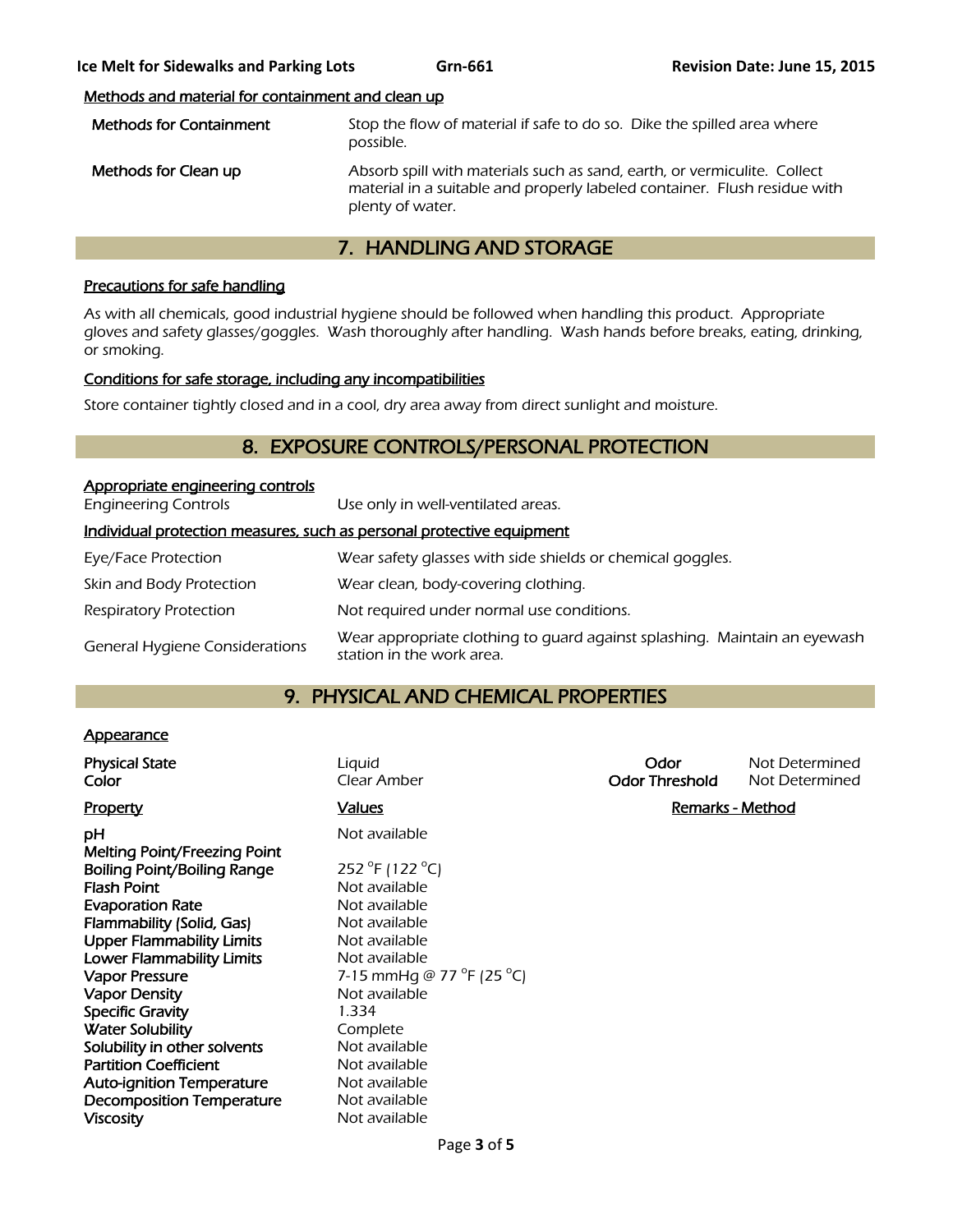### Methods and material for containment and clean up

| | |
|---|---|
| **Methods for Containment** | Stop the flow of material if safe to do so. Dike the spilled area where possible. |
| **Methods for Clean up** | Absorb spill with materials such as sand, earth, or vermiculite. Collect material in a suitable and properly labeled container. Flush residue with plenty of water. |

## 7. HANDLING AND STORAGE

### Precautions for safe handling

As with all chemicals, good industrial hygiene should be followed when handling this product. Appropriate gloves and safety glasses/goggles. Wash thoroughly after handling. Wash hands before breaks, eating, drinking, or smoking.

### Conditions for safe storage, including any incompatibilities

Store container tightly closed and in a cool, dry area away from direct sunlight and moisture.

## 8. EXPOSURE CONTROLS/PERSONAL PROTECTION

### Appropriate engineering controls

| | |
|---|---|
| Engineering Controls | Use only in well-ventilated areas. |

### Individual protection measures, such as personal protective equipment

| | |
|---|---|
| Eye/Face Protection | Wear safety glasses with side shields or chemical goggles. |
| Skin and Body Protection | Wear clean, body-covering clothing. |
| Respiratory Protection | Not required under normal use conditions. |
| General Hygiene Considerations | Wear appropriate clothing to guard against splashing. Maintain an eyewash station in the work area. |

## 9. PHYSICAL AND CHEMICAL PROPERTIES

### Appearance

| | | | |
|---|---|---|---|
| **Physical State** | Liquid | **Odor** | Not Determined |
| **Color** | Clear Amber | **Odor Threshold** | Not Determined |

| Property | Values | Remarks - Method |
|---|---|---|
| **pH** | Not available | |
| **Melting Point/Freezing Point** | | |
| **Boiling Point/Boiling Range** | 252 °F (122 °C) | |
| **Flash Point** | Not available | |
| **Evaporation Rate** | Not available | |
| **Flammability (Solid, Gas)** | Not available | |
| **Upper Flammability Limits** | Not available | |
| **Lower Flammability Limits** | Not available | |
| **Vapor Pressure** | 7-15 mmHg @ 77 °F (25 °C) | |
| **Vapor Density** | Not available | |
| **Specific Gravity** | 1.334 | |
| **Water Solubility** | Complete | |
| **Solubility in other solvents** | Not available | |
| **Partition Coefficient** | Not available | |
| **Auto-ignition Temperature** | Not available | |
| **Decomposition Temperature** | Not available | |
| **Viscosity** | Not available | |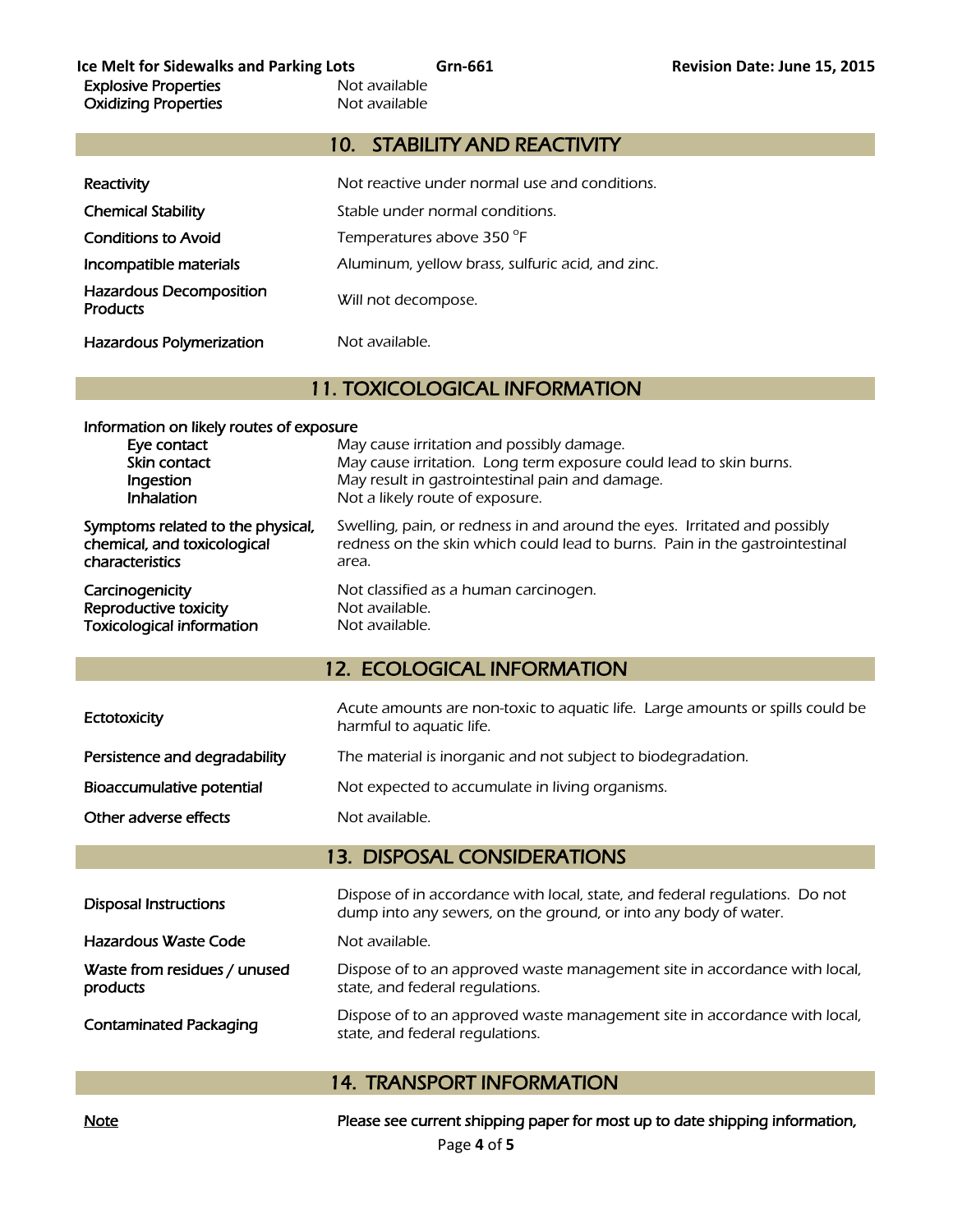| | |
|---|---|
| Explosive Properties | Not available |
| Oxidizing Properties | Not available |

## 10. STABILITY AND REACTIVITY

| | |
|---|---|
| Reactivity | Not reactive under normal use and conditions. |
| Chemical Stability | Stable under normal conditions. |
| Conditions to Avoid | Temperatures above 350 °F |
| Incompatible materials | Aluminum, yellow brass, sulfuric acid, and zinc. |
| Hazardous Decomposition Products | Will not decompose. |
| Hazardous Polymerization | Not available. |

## 11. TOXICOLOGICAL INFORMATION

**Information on likely routes of exposure**

| | |
|---|---|
| Eye contact | May cause irritation and possibly damage. |
| Skin contact | May cause irritation. Long term exposure could lead to skin burns. |
| Ingestion | May result in gastrointestinal pain and damage. |
| Inhalation | Not a likely route of exposure. |
| Symptoms related to the physical, chemical, and toxicological characteristics | Swelling, pain, or redness in and around the eyes. Irritated and possibly redness on the skin which could lead to burns. Pain in the gastrointestinal area. |
| Carcinogenicity | Not classified as a human carcinogen. |
| Reproductive toxicity | Not available. |
| Toxicological information | Not available. |

## 12. ECOLOGICAL INFORMATION

| | |
|---|---|
| Ectotoxicity | Acute amounts are non-toxic to aquatic life. Large amounts or spills could be harmful to aquatic life. |
| Persistence and degradability | The material is inorganic and not subject to biodegradation. |
| Bioaccumulative potential | Not expected to accumulate in living organisms. |
| Other adverse effects | Not available. |

## 13. DISPOSAL CONSIDERATIONS

| | |
|---|---|
| Disposal Instructions | Dispose of in accordance with local, state, and federal regulations. Do not dump into any sewers, on the ground, or into any body of water. |
| Hazardous Waste Code | Not available. |
| Waste from residues / unused products | Dispose of to an approved waste management site in accordance with local, state, and federal regulations. |
| Contaminated Packaging | Dispose of to an approved waste management site in accordance with local, state, and federal regulations. |

## 14. TRANSPORT INFORMATION

| | |
|---|---|
| Note | Please see current shipping paper for most up to date shipping information, |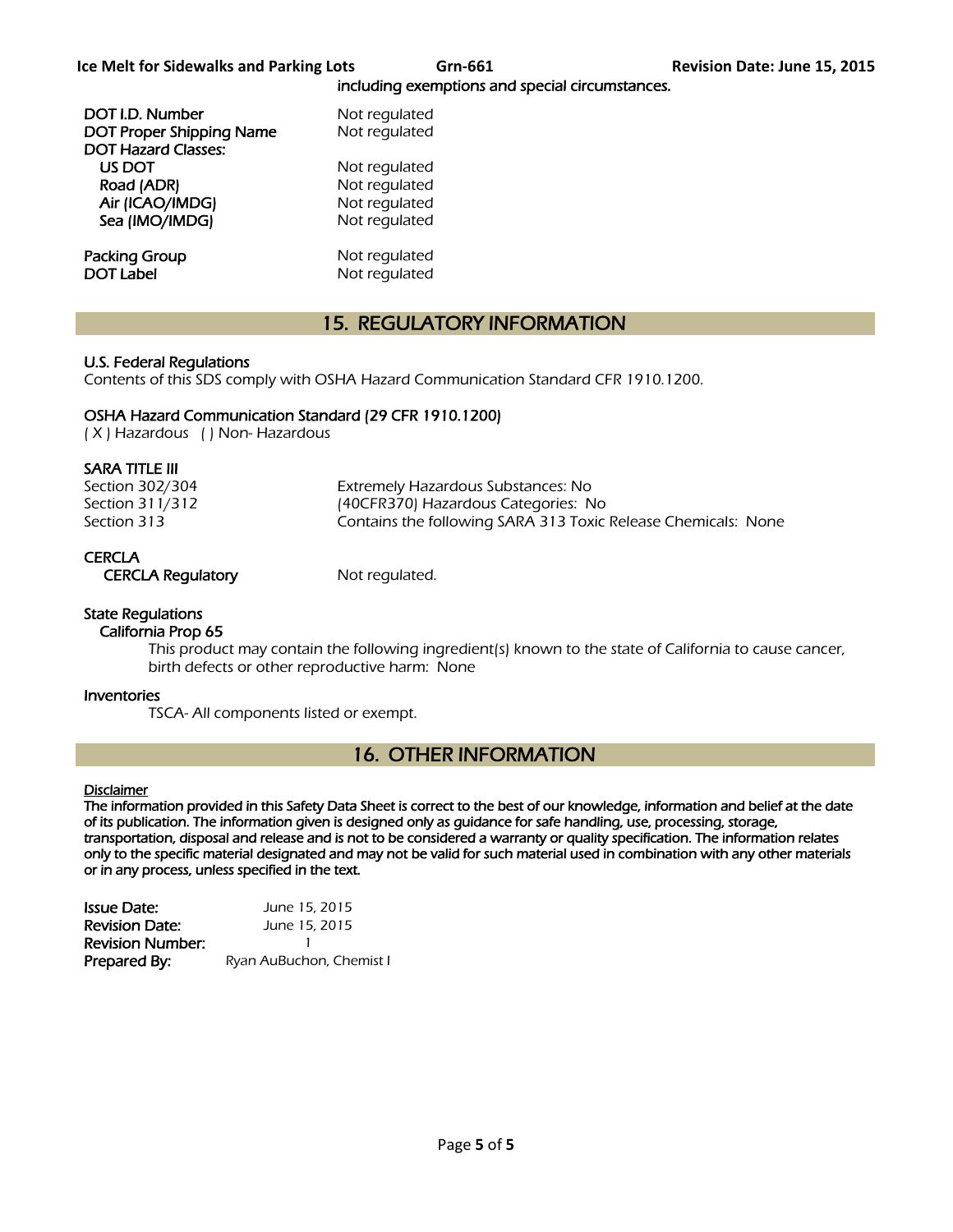including exemptions and special circumstances.

| | |
|---|---|
| **DOT I.D. Number** | Not regulated |
| **DOT Proper Shipping Name** | Not regulated |
| **DOT Hazard Classes:** | |
| **US DOT** | Not regulated |
| **Road (ADR)** | Not regulated |
| **Air (ICAO/IMDG)** | Not regulated |
| **Sea (IMO/IMDG)** | Not regulated |
| **Packing Group** | Not regulated |
| **DOT Label** | Not regulated |

## 15. REGULATORY INFORMATION

### U.S. Federal Regulations

*Contents of this SDS comply with OSHA Hazard Communication Standard CFR 1910.1200.*

### OSHA Hazard Communication Standard (29 CFR 1910.1200)

*( X ) Hazardous ( ) Non- Hazardous*

### SARA TITLE III

| | |
|---|---|
| Section 302/304 | Extremely Hazardous Substances: No |
| Section 311/312 | (40CFR370) Hazardous Categories: No |
| Section 313 | Contains the following SARA 313 Toxic Release Chemicals: None |

### CERCLA

**CERCLA Regulatory** Not regulated.

### State Regulations

**California Prop 65**

*This product may contain the following ingredient(s) known to the state of California to cause cancer, birth defects or other reproductive harm: None*

### Inventories

*TSCA- All components listed or exempt.*

## 16. OTHER INFORMATION

**Disclaimer**

**The information provided in this Safety Data Sheet is correct to the best of our knowledge, information and belief at the date of its publication. The information given is designed only as guidance for safe handling, use, processing, storage, transportation, disposal and release and is not to be considered a warranty or quality specification. The information relates only to the specific material designated and may not be valid for such material used in combination with any other materials or in any process, unless specified in the text.**

| | |
|---|---|
| **Issue Date:** | June 15, 2015 |
| **Revision Date:** | June 15, 2015 |
| **Revision Number:** | 1 |
| **Prepared By:** | Ryan AuBuchon, Chemist I |